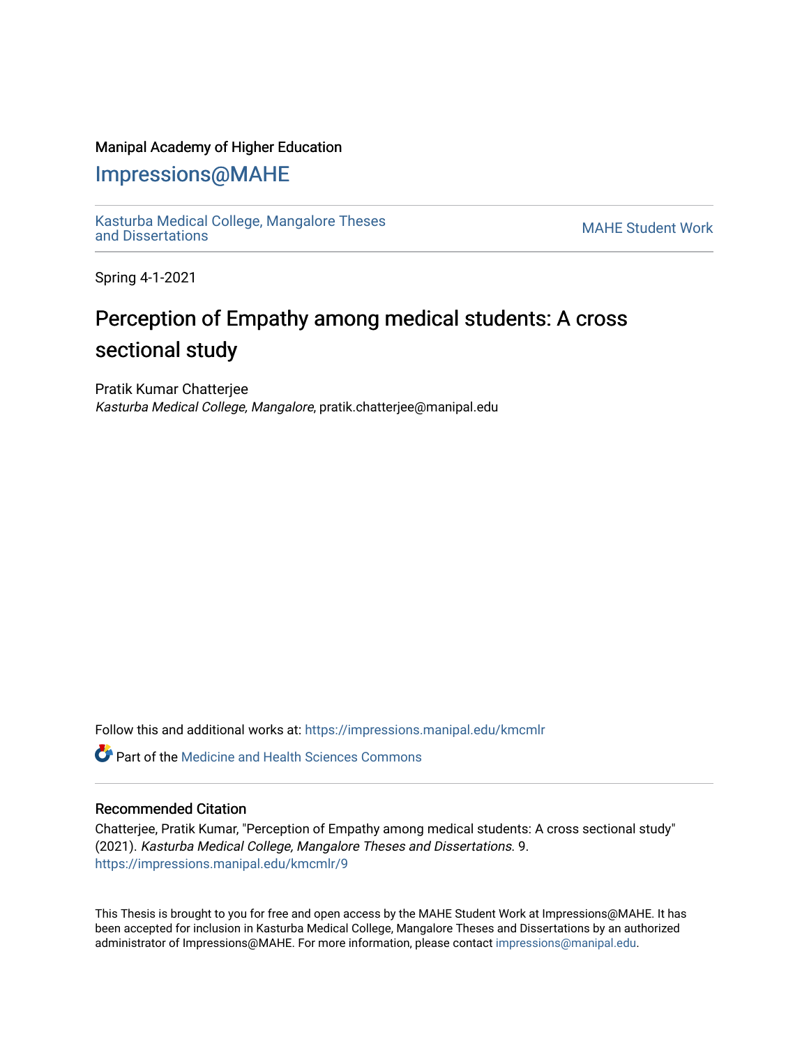Manipal Academy of Higher Education

## Impressions@MAHE

Kasturba Medical College, Mangalore Theses and Dissertations

MAHE Student Work

Spring 4-1-2021

# Perception of Empathy among medical students: A cross sectional study

Pratik Kumar Chatterjee
*Kasturba Medical College, Mangalore*, pratik.chatterjee@manipal.edu

Follow this and additional works at: https://impressions.manipal.edu/kmcmlr

Part of the Medicine and Health Sciences Commons

### Recommended Citation

Chatterjee, Pratik Kumar, "Perception of Empathy among medical students: A cross sectional study" (2021). *Kasturba Medical College, Mangalore Theses and Dissertations*. 9.
https://impressions.manipal.edu/kmcmlr/9

This Thesis is brought to you for free and open access by the MAHE Student Work at Impressions@MAHE. It has been accepted for inclusion in Kasturba Medical College, Mangalore Theses and Dissertations by an authorized administrator of Impressions@MAHE. For more information, please contact impressions@manipal.edu.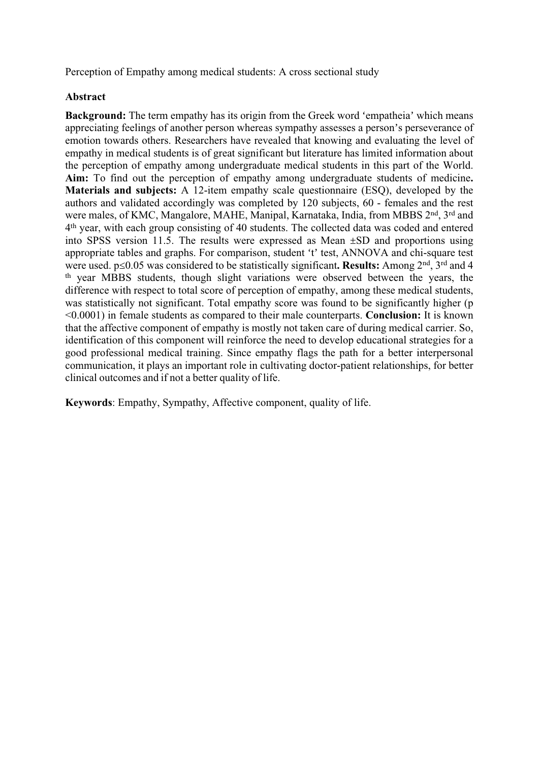Perception of Empathy among medical students: A cross sectional study

## Abstract

**Background:** The term empathy has its origin from the Greek word 'empatheia' which means appreciating feelings of another person whereas sympathy assesses a person's perseverance of emotion towards others. Researchers have revealed that knowing and evaluating the level of empathy in medical students is of great significant but literature has limited information about the perception of empathy among undergraduate medical students in this part of the World. **Aim:** To find out the perception of empathy among undergraduate students of medicine**.** **Materials and subjects:** A 12-item empathy scale questionnaire (ESQ), developed by the authors and validated accordingly was completed by 120 subjects, 60 - females and the rest were males, of KMC, Mangalore, MAHE, Manipal, Karnataka, India, from MBBS 2nd, 3rd and 4th year, with each group consisting of 40 students. The collected data was coded and entered into SPSS version 11.5. The results were expressed as Mean ±SD and proportions using appropriate tables and graphs. For comparison, student 't' test, ANNOVA and chi-square test were used. $p \leq 0.05$ was considered to be statistically significant**.** **Results:** Among 2nd, 3rd and 4th year MBBS students, though slight variations were observed between the years, the difference with respect to total score of perception of empathy, among these medical students, was statistically not significant. Total empathy score was found to be significantly higher ($p < 0.0001$) in female students as compared to their male counterparts. **Conclusion:** It is known that the affective component of empathy is mostly not taken care of during medical carrier. So, identification of this component will reinforce the need to develop educational strategies for a good professional medical training. Since empathy flags the path for a better interpersonal communication, it plays an important role in cultivating doctor-patient relationships, for better clinical outcomes and if not a better quality of life.

**Keywords**: Empathy, Sympathy, Affective component, quality of life.